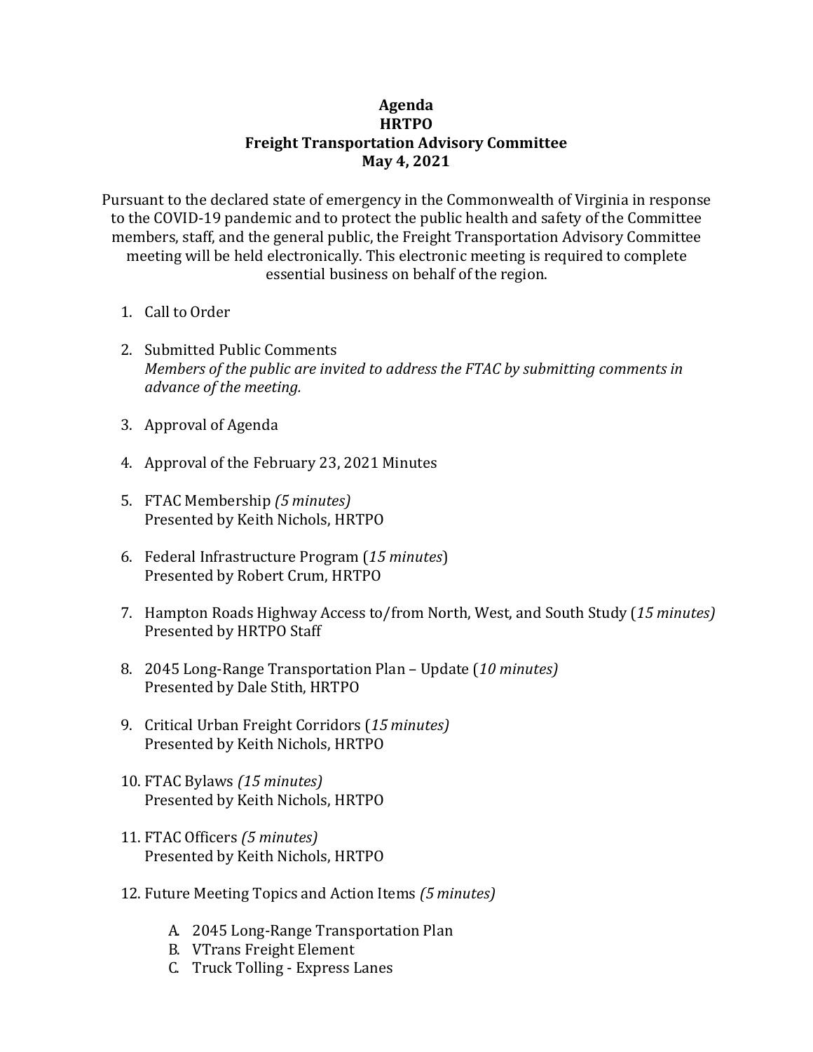# Agenda
# HRTPO
# Freight Transportation Advisory Committee
# May 4, 2021

Pursuant to the declared state of emergency in the Commonwealth of Virginia in response to the COVID-19 pandemic and to protect the public health and safety of the Committee members, staff, and the general public, the Freight Transportation Advisory Committee meeting will be held electronically. This electronic meeting is required to complete essential business on behalf of the region.

1. Call to Order

2. Submitted Public Comments
   *Members of the public are invited to address the FTAC by submitting comments in advance of the meeting.*

3. Approval of Agenda

4. Approval of the February 23, 2021 Minutes

5. FTAC Membership *(5 minutes)*
   Presented by Keith Nichols, HRTPO

6. Federal Infrastructure Program (*15 minutes*)
   Presented by Robert Crum, HRTPO

7. Hampton Roads Highway Access to/from North, West, and South Study (*15 minutes)*
   Presented by HRTPO Staff

8. 2045 Long-Range Transportation Plan – Update (*10 minutes)*
   Presented by Dale Stith, HRTPO

9. Critical Urban Freight Corridors (*15 minutes)*
   Presented by Keith Nichols, HRTPO

10. FTAC Bylaws *(15 minutes)*
    Presented by Keith Nichols, HRTPO

11. FTAC Officers *(5 minutes)*
    Presented by Keith Nichols, HRTPO

12. Future Meeting Topics and Action Items *(5 minutes)*

    A. 2045 Long-Range Transportation Plan
    B. VTrans Freight Element
    C. Truck Tolling - Express Lanes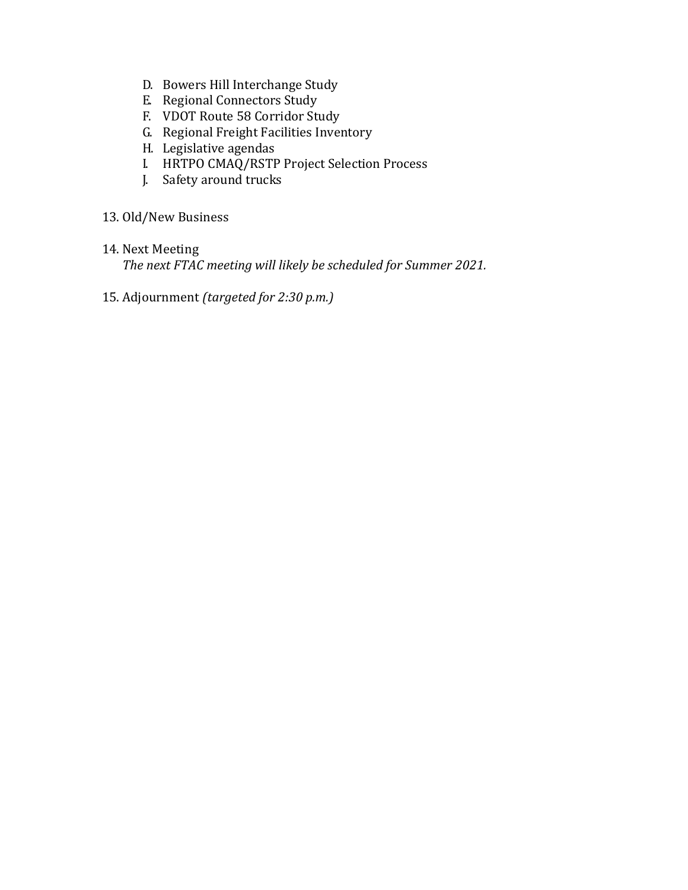D. Bowers Hill Interchange Study
   E. Regional Connectors Study
   F. VDOT Route 58 Corridor Study
   G. Regional Freight Facilities Inventory
   H. Legislative agendas
   I. HRTPO CMAQ/RSTP Project Selection Process
   J. Safety around trucks

13. Old/New Business

14. Next Meeting
    *The next FTAC meeting will likely be scheduled for Summer 2021.*

15. Adjournment *(targeted for 2:30 p.m.)*